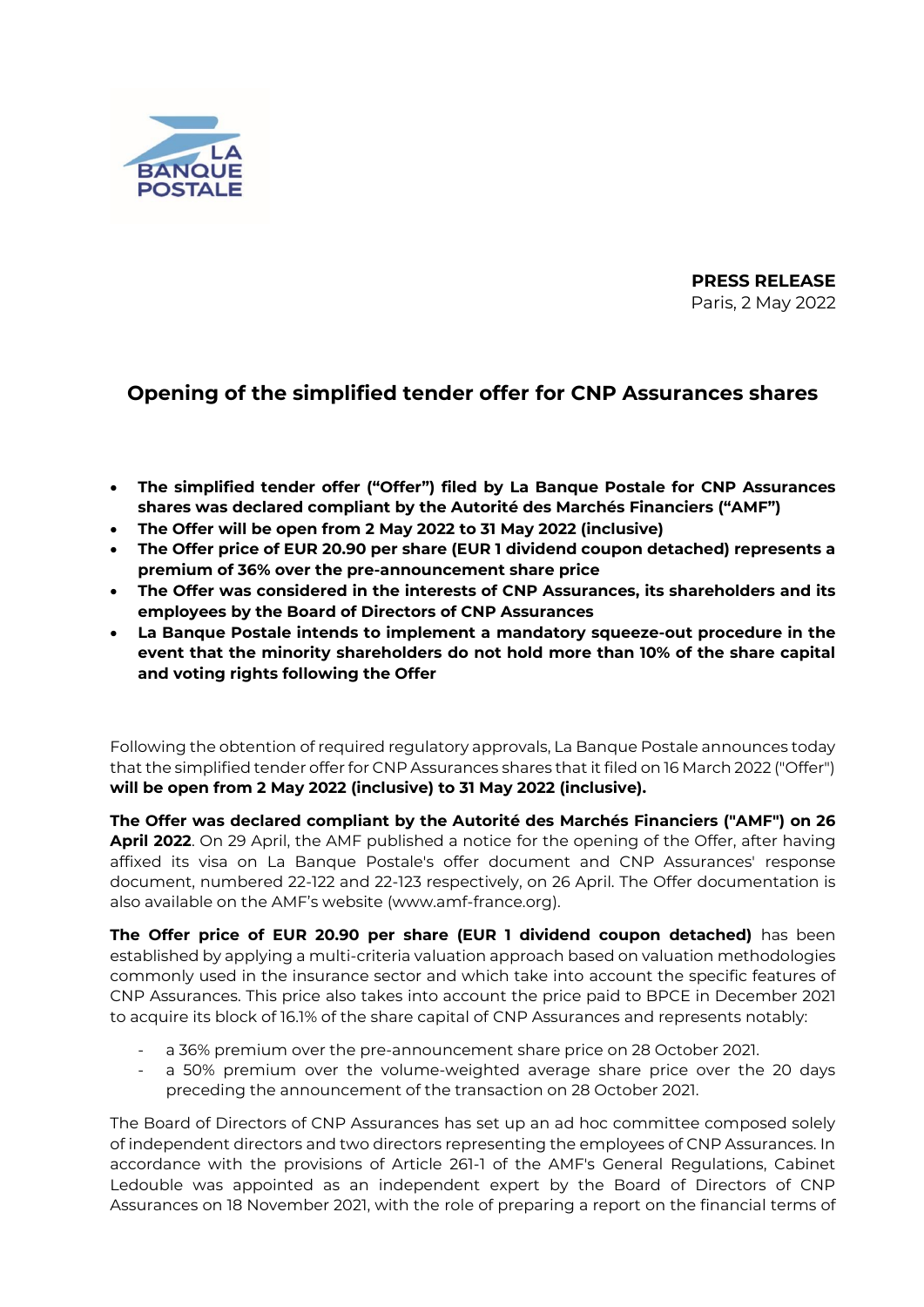**PRESS RELEASE**
Paris, 2 May 2022

# Opening of the simplified tender offer for CNP Assurances shares

- **The simplified tender offer ("Offer") filed by La Banque Postale for CNP Assurances shares was declared compliant by the Autorité des Marchés Financiers ("AMF")**
- **The Offer will be open from 2 May 2022 to 31 May 2022 (inclusive)**
- **The Offer price of EUR 20.90 per share (EUR 1 dividend coupon detached) represents a premium of 36% over the pre-announcement share price**
- **The Offer was considered in the interests of CNP Assurances, its shareholders and its employees by the Board of Directors of CNP Assurances**
- **La Banque Postale intends to implement a mandatory squeeze-out procedure in the event that the minority shareholders do not hold more than 10% of the share capital and voting rights following the Offer**

Following the obtention of required regulatory approvals, La Banque Postale announces today that the simplified tender offer for CNP Assurances shares that it filed on 16 March 2022 ("Offer") **will be open from 2 May 2022 (inclusive) to 31 May 2022 (inclusive).**

**The Offer was declared compliant by the Autorité des Marchés Financiers ("AMF") on 26 April 2022**. On 29 April, the AMF published a notice for the opening of the Offer, after having affixed its visa on La Banque Postale's offer document and CNP Assurances' response document, numbered 22-122 and 22-123 respectively, on 26 April. The Offer documentation is also available on the AMF's website (www.amf-france.org).

**The Offer price of EUR 20.90 per share (EUR 1 dividend coupon detached)** has been established by applying a multi-criteria valuation approach based on valuation methodologies commonly used in the insurance sector and which take into account the specific features of CNP Assurances. This price also takes into account the price paid to BPCE in December 2021 to acquire its block of 16.1% of the share capital of CNP Assurances and represents notably:

- a 36% premium over the pre-announcement share price on 28 October 2021.
- a 50% premium over the volume-weighted average share price over the 20 days preceding the announcement of the transaction on 28 October 2021.

The Board of Directors of CNP Assurances has set up an ad hoc committee composed solely of independent directors and two directors representing the employees of CNP Assurances. In accordance with the provisions of Article 261-1 of the AMF's General Regulations, Cabinet Ledouble was appointed as an independent expert by the Board of Directors of CNP Assurances on 18 November 2021, with the role of preparing a report on the financial terms of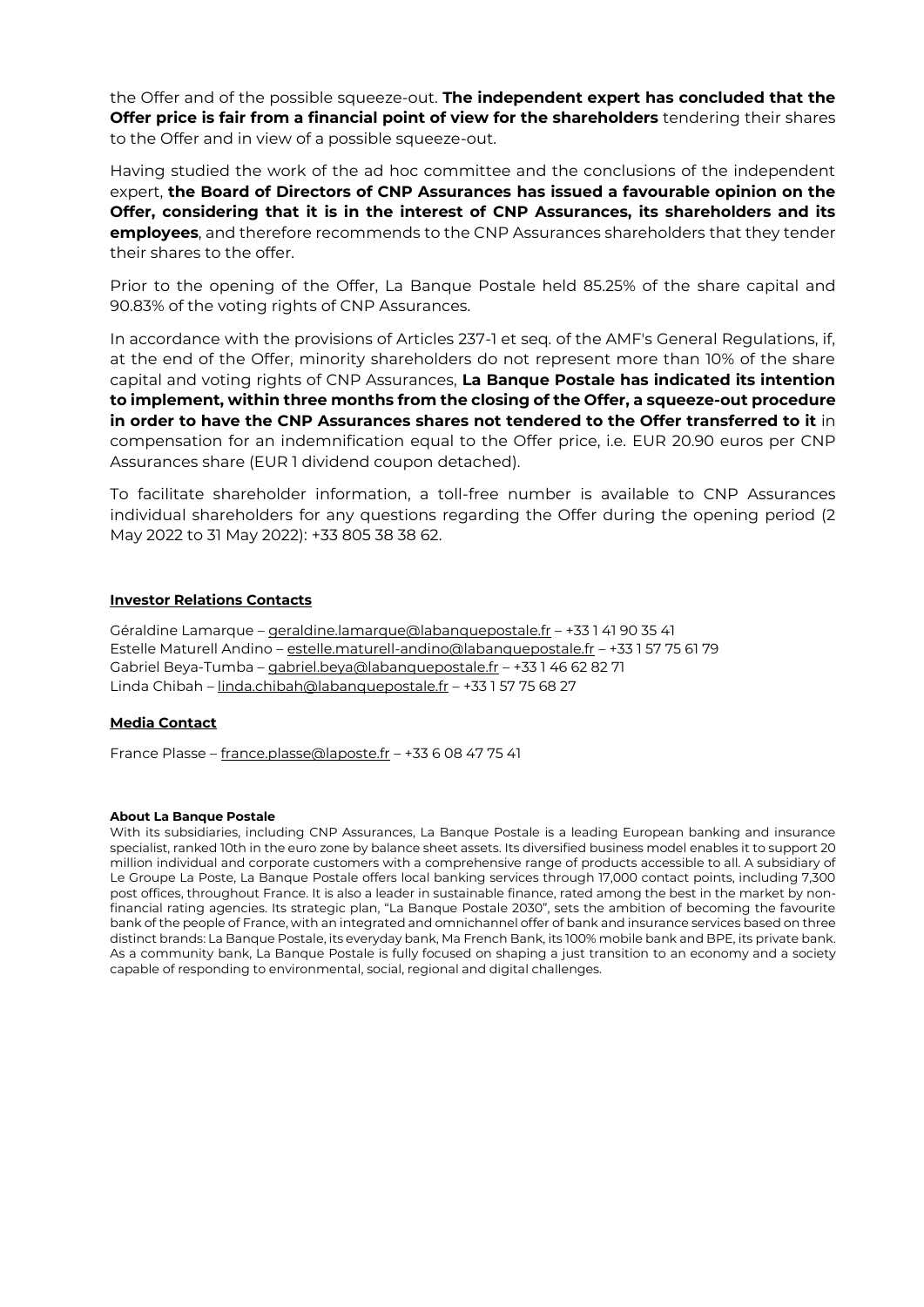the Offer and of the possible squeeze-out. **The independent expert has concluded that the Offer price is fair from a financial point of view for the shareholders** tendering their shares to the Offer and in view of a possible squeeze-out.

Having studied the work of the ad hoc committee and the conclusions of the independent expert, **the Board of Directors of CNP Assurances has issued a favourable opinion on the Offer, considering that it is in the interest of CNP Assurances, its shareholders and its employees**, and therefore recommends to the CNP Assurances shareholders that they tender their shares to the offer.

Prior to the opening of the Offer, La Banque Postale held 85.25% of the share capital and 90.83% of the voting rights of CNP Assurances.

In accordance with the provisions of Articles 237-1 et seq. of the AMF's General Regulations, if, at the end of the Offer, minority shareholders do not represent more than 10% of the share capital and voting rights of CNP Assurances, **La Banque Postale has indicated its intention to implement, within three months from the closing of the Offer, a squeeze-out procedure in order to have the CNP Assurances shares not tendered to the Offer transferred to it** in compensation for an indemnification equal to the Offer price, i.e. EUR 20.90 euros per CNP Assurances share (EUR 1 dividend coupon detached).

To facilitate shareholder information, a toll-free number is available to CNP Assurances individual shareholders for any questions regarding the Offer during the opening period (2 May 2022 to 31 May 2022): +33 805 38 38 62.

**Investor Relations Contacts**

Géraldine Lamarque – geraldine.lamarque@labanquepostale.fr – +33 1 41 90 35 41
Estelle Maturell Andino – estelle.maturell-andino@labanquepostale.fr – +33 1 57 75 61 79
Gabriel Beya-Tumba – gabriel.beya@labanquepostale.fr – +33 1 46 62 82 71
Linda Chibah – linda.chibah@labanquepostale.fr – +33 1 57 75 68 27

**Media Contact**

France Plasse – france.plasse@laposte.fr – +33 6 08 47 75 41

**About La Banque Postale**

With its subsidiaries, including CNP Assurances, La Banque Postale is a leading European banking and insurance specialist, ranked 10th in the euro zone by balance sheet assets. Its diversified business model enables it to support 20 million individual and corporate customers with a comprehensive range of products accessible to all. A subsidiary of Le Groupe La Poste, La Banque Postale offers local banking services through 17,000 contact points, including 7,300 post offices, throughout France. It is also a leader in sustainable finance, rated among the best in the market by non-financial rating agencies. Its strategic plan, "La Banque Postale 2030", sets the ambition of becoming the favourite bank of the people of France, with an integrated and omnichannel offer of bank and insurance services based on three distinct brands: La Banque Postale, its everyday bank, Ma French Bank, its 100% mobile bank and BPE, its private bank. As a community bank, La Banque Postale is fully focused on shaping a just transition to an economy and a society capable of responding to environmental, social, regional and digital challenges.